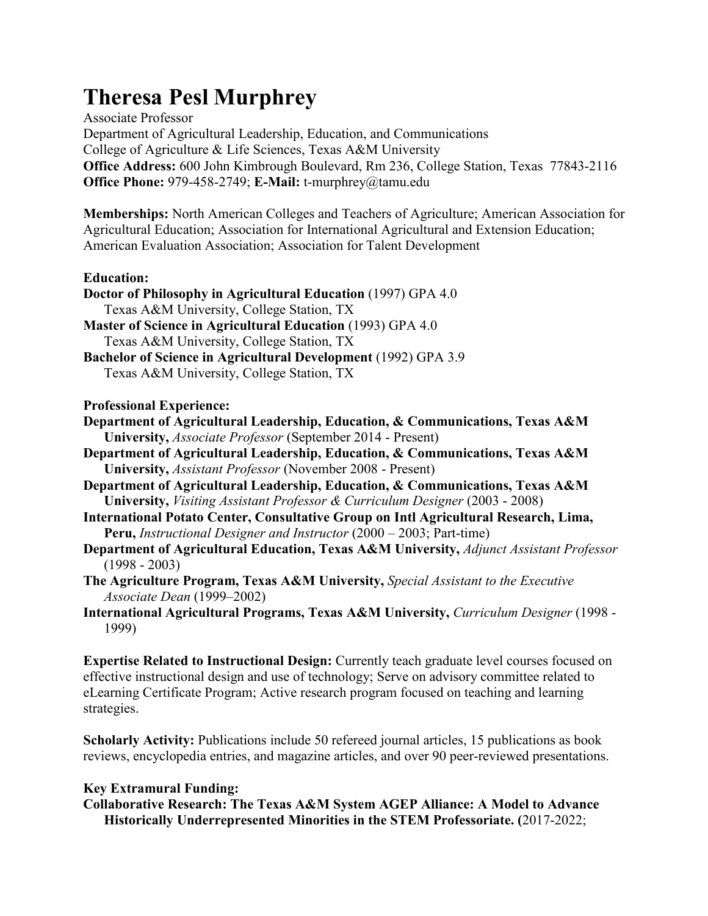# Theresa Pesl Murphrey

Associate Professor
Department of Agricultural Leadership, Education, and Communications
College of Agriculture & Life Sciences, Texas A&M University
**Office Address:** 600 John Kimbrough Boulevard, Rm 236, College Station, Texas 77843-2116
**Office Phone:** 979-458-2749; **E-Mail:** t-murphrey@tamu.edu

**Memberships:** North American Colleges and Teachers of Agriculture; American Association for Agricultural Education; Association for International Agricultural and Extension Education; American Evaluation Association; Association for Talent Development

**Education:**

**Doctor of Philosophy in Agricultural Education** (1997) GPA 4.0
Texas A&M University, College Station, TX

**Master of Science in Agricultural Education** (1993) GPA 4.0
Texas A&M University, College Station, TX

**Bachelor of Science in Agricultural Development** (1992) GPA 3.9
Texas A&M University, College Station, TX

**Professional Experience:**

**Department of Agricultural Leadership, Education, & Communications, Texas A&M University,** *Associate Professor* (September 2014 - Present)

**Department of Agricultural Leadership, Education, & Communications, Texas A&M University,** *Assistant Professor* (November 2008 - Present)

**Department of Agricultural Leadership, Education, & Communications, Texas A&M University,** *Visiting Assistant Professor & Curriculum Designer* (2003 - 2008)

**International Potato Center, Consultative Group on Intl Agricultural Research, Lima, Peru,** *Instructional Designer and Instructor* (2000 – 2003; Part-time)

**Department of Agricultural Education, Texas A&M University,** *Adjunct Assistant Professor* (1998 - 2003)

**The Agriculture Program, Texas A&M University,** *Special Assistant to the Executive Associate Dean* (1999–2002)

**International Agricultural Programs, Texas A&M University,** *Curriculum Designer* (1998 - 1999)

**Expertise Related to Instructional Design:** Currently teach graduate level courses focused on effective instructional design and use of technology; Serve on advisory committee related to eLearning Certificate Program; Active research program focused on teaching and learning strategies.

**Scholarly Activity:** Publications include 50 refereed journal articles, 15 publications as book reviews, encyclopedia entries, and magazine articles, and over 90 peer-reviewed presentations.

**Key Extramural Funding:**

**Collaborative Research: The Texas A&M System AGEP Alliance: A Model to Advance Historically Underrepresented Minorities in the STEM Professoriate. (**2017-2022;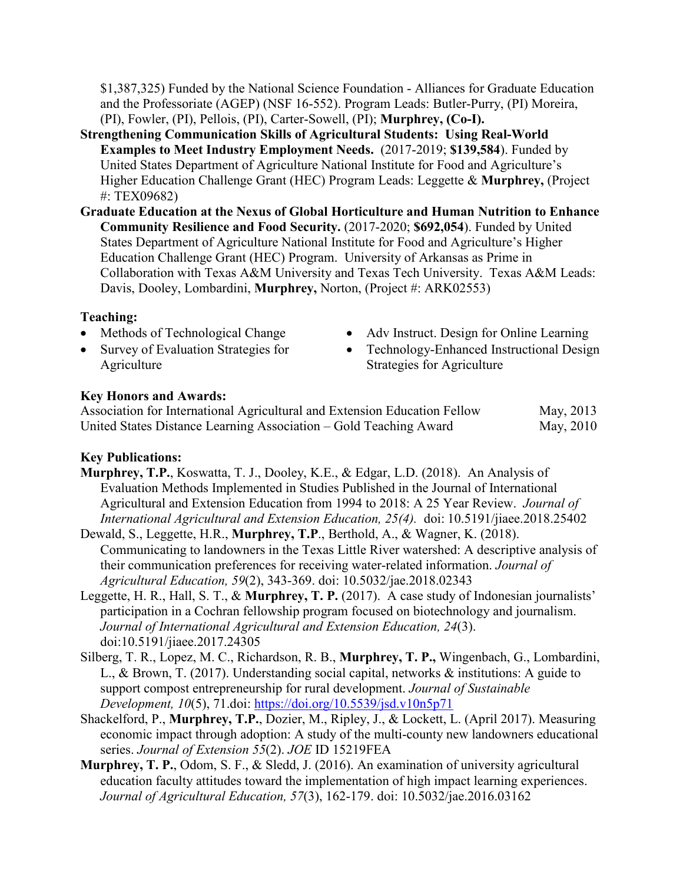$1,387,325) Funded by the National Science Foundation - Alliances for Graduate Education and the Professoriate (AGEP) (NSF 16-552). Program Leads: Butler-Purry, (PI) Moreira, (PI), Fowler, (PI), Pellois, (PI), Carter-Sowell, (PI); **Murphrey, (Co-I).**

**Strengthening Communication Skills of Agricultural Students: Using Real-World Examples to Meet Industry Employment Needs.** (2017-2019; **$139,584**). Funded by United States Department of Agriculture National Institute for Food and Agriculture's Higher Education Challenge Grant (HEC) Program Leads: Leggette & **Murphrey,** (Project #: TEX09682)

**Graduate Education at the Nexus of Global Horticulture and Human Nutrition to Enhance Community Resilience and Food Security.** (2017-2020; **$692,054**). Funded by United States Department of Agriculture National Institute for Food and Agriculture's Higher Education Challenge Grant (HEC) Program. University of Arkansas as Prime in Collaboration with Texas A&M University and Texas Tech University. Texas A&M Leads: Davis, Dooley, Lombardini, **Murphrey,** Norton, (Project #: ARK02553)

**Teaching:**

- Methods of Technological Change
- Survey of Evaluation Strategies for Agriculture
- Adv Instruct. Design for Online Learning
- Technology-Enhanced Instructional Design Strategies for Agriculture

**Key Honors and Awards:**

| | |
|---|---|
| Association for International Agricultural and Extension Education Fellow | May, 2013 |
| United States Distance Learning Association – Gold Teaching Award | May, 2010 |

**Key Publications:**

**Murphrey, T.P.**, Koswatta, T. J., Dooley, K.E., & Edgar, L.D. (2018). An Analysis of Evaluation Methods Implemented in Studies Published in the Journal of International Agricultural and Extension Education from 1994 to 2018: A 25 Year Review. *Journal of International Agricultural and Extension Education, 25(4).* doi: 10.5191/jiaee.2018.25402

Dewald, S., Leggette, H.R., **Murphrey, T.P**., Berthold, A., & Wagner, K. (2018). Communicating to landowners in the Texas Little River watershed: A descriptive analysis of their communication preferences for receiving water-related information. *Journal of Agricultural Education, 59*(2), 343-369. doi: 10.5032/jae.2018.02343

Leggette, H. R., Hall, S. T., & **Murphrey, T. P.** (2017). A case study of Indonesian journalists' participation in a Cochran fellowship program focused on biotechnology and journalism. *Journal of International Agricultural and Extension Education, 24*(3). doi:10.5191/jiaee.2017.24305

Silberg, T. R., Lopez, M. C., Richardson, R. B., **Murphrey, T. P.,** Wingenbach, G., Lombardini, L., & Brown, T. (2017). Understanding social capital, networks & institutions: A guide to support compost entrepreneurship for rural development. *Journal of Sustainable Development, 10*(5), 71.doi: https://doi.org/10.5539/jsd.v10n5p71

Shackelford, P., **Murphrey, T.P.**, Dozier, M., Ripley, J., & Lockett, L. (April 2017). Measuring economic impact through adoption: A study of the multi-county new landowners educational series. *Journal of Extension 55*(2). *JOE* ID 15219FEA

**Murphrey, T. P.**, Odom, S. F., & Sledd, J. (2016). An examination of university agricultural education faculty attitudes toward the implementation of high impact learning experiences. *Journal of Agricultural Education, 57*(3), 162-179. doi: 10.5032/jae.2016.03162